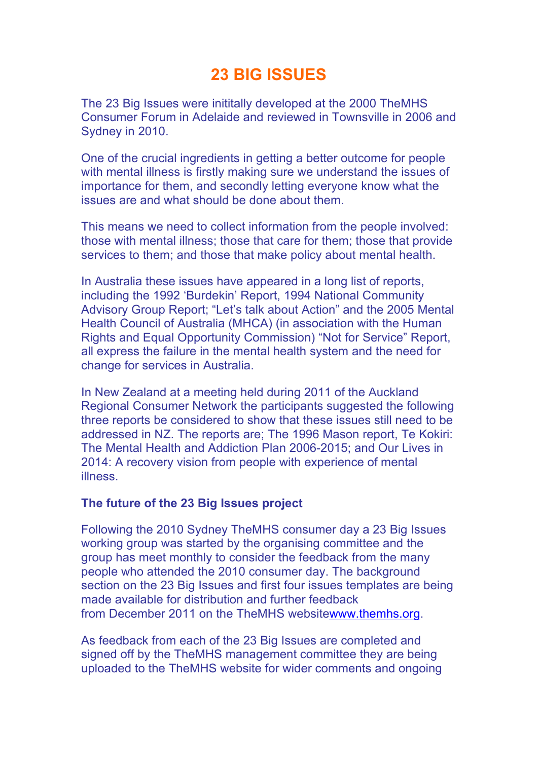# 23 BIG ISSUES

The 23 Big Issues were inititally developed at the 2000 TheMHS Consumer Forum in Adelaide and reviewed in Townsville in 2006 and Sydney in 2010.

One of the crucial ingredients in getting a better outcome for people with mental illness is firstly making sure we understand the issues of importance for them, and secondly letting everyone know what the issues are and what should be done about them.

This means we need to collect information from the people involved: those with mental illness; those that care for them; those that provide services to them; and those that make policy about mental health.

In Australia these issues have appeared in a long list of reports, including the 1992 'Burdekin' Report, 1994 National Community Advisory Group Report; "Let's talk about Action" and the 2005 Mental Health Council of Australia (MHCA) (in association with the Human Rights and Equal Opportunity Commission) "Not for Service" Report, all express the failure in the mental health system and the need for change for services in Australia.

In New Zealand at a meeting held during 2011 of the Auckland Regional Consumer Network the participants suggested the following three reports be considered to show that these issues still need to be addressed in NZ. The reports are; The 1996 Mason report, Te Kokiri: The Mental Health and Addiction Plan 2006-2015; and Our Lives in 2014: A recovery vision from people with experience of mental illness.

**The future of the 23 Big Issues project**

Following the 2010 Sydney TheMHS consumer day a 23 Big Issues working group was started by the organising committee and the group has meet monthly to consider the feedback from the many people who attended the 2010 consumer day. The background section on the 23 Big Issues and first four issues templates are being made available for distribution and further feedback from December 2011 on the TheMHS websitewww.themhs.org.

As feedback from each of the 23 Big Issues are completed and signed off by the TheMHS management committee they are being uploaded to the TheMHS website for wider comments and ongoing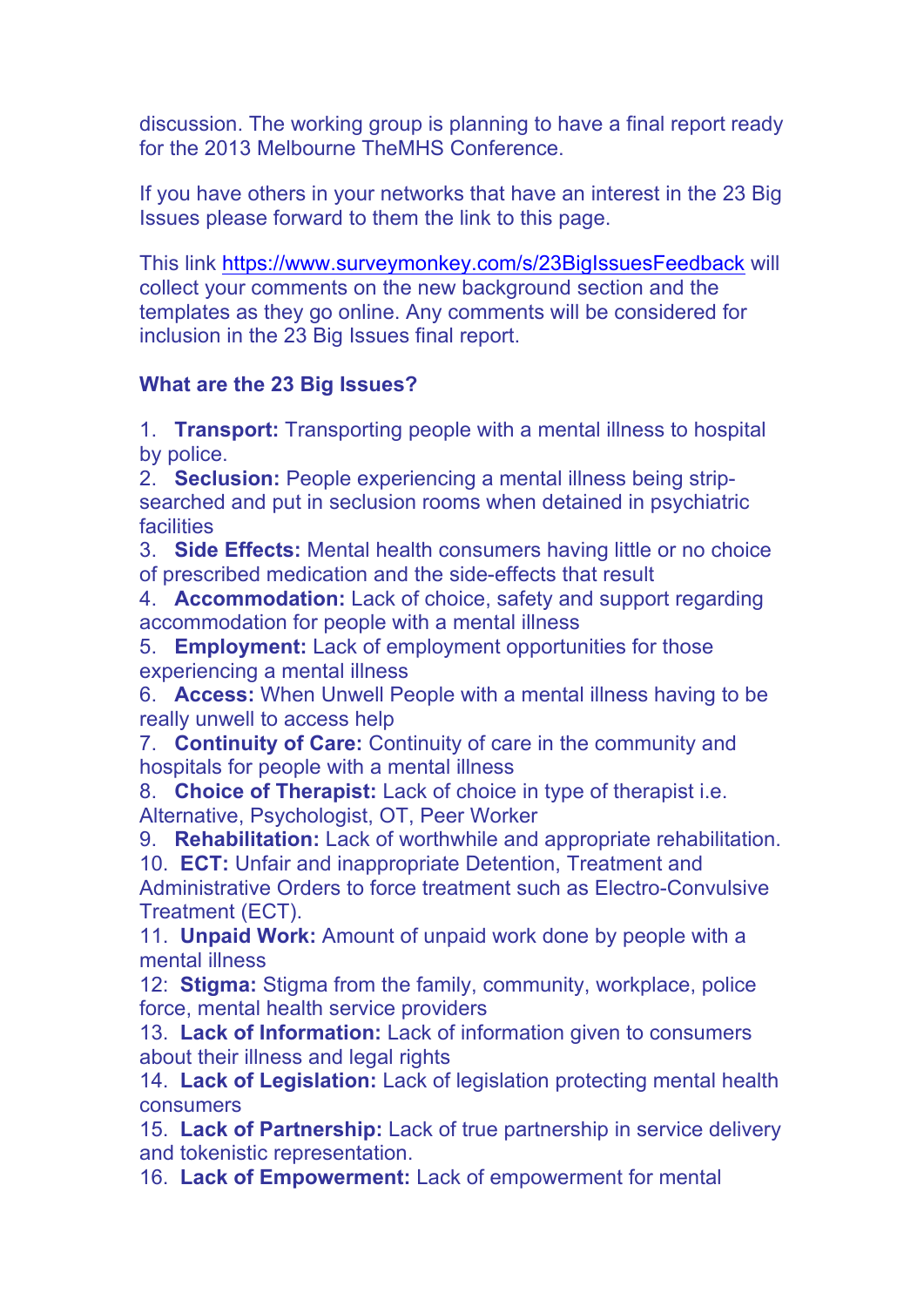discussion. The working group is planning to have a final report ready for the 2013 Melbourne TheMHS Conference.

If you have others in your networks that have an interest in the 23 Big Issues please forward to them the link to this page.

This link https://www.surveymonkey.com/s/23BigIssuesFeedback will collect your comments on the new background section and the templates as they go online. Any comments will be considered for inclusion in the 23 Big Issues final report.

**What are the 23 Big Issues?**

1. **Transport:** Transporting people with a mental illness to hospital by police.
2. **Seclusion:** People experiencing a mental illness being strip-searched and put in seclusion rooms when detained in psychiatric facilities
3. **Side Effects:** Mental health consumers having little or no choice of prescribed medication and the side-effects that result
4. **Accommodation:** Lack of choice, safety and support regarding accommodation for people with a mental illness
5. **Employment:** Lack of employment opportunities for those experiencing a mental illness
6. **Access:** When Unwell People with a mental illness having to be really unwell to access help
7. **Continuity of Care:** Continuity of care in the community and hospitals for people with a mental illness
8. **Choice of Therapist:** Lack of choice in type of therapist i.e. Alternative, Psychologist, OT, Peer Worker
9. **Rehabilitation:** Lack of worthwhile and appropriate rehabilitation.
10. **ECT:** Unfair and inappropriate Detention, Treatment and Administrative Orders to force treatment such as Electro-Convulsive Treatment (ECT).
11. **Unpaid Work:** Amount of unpaid work done by people with a mental illness
12: **Stigma:** Stigma from the family, community, workplace, police force, mental health service providers
13. **Lack of Information:** Lack of information given to consumers about their illness and legal rights
14. **Lack of Legislation:** Lack of legislation protecting mental health consumers
15. **Lack of Partnership:** Lack of true partnership in service delivery and tokenistic representation.
16. **Lack of Empowerment:** Lack of empowerment for mental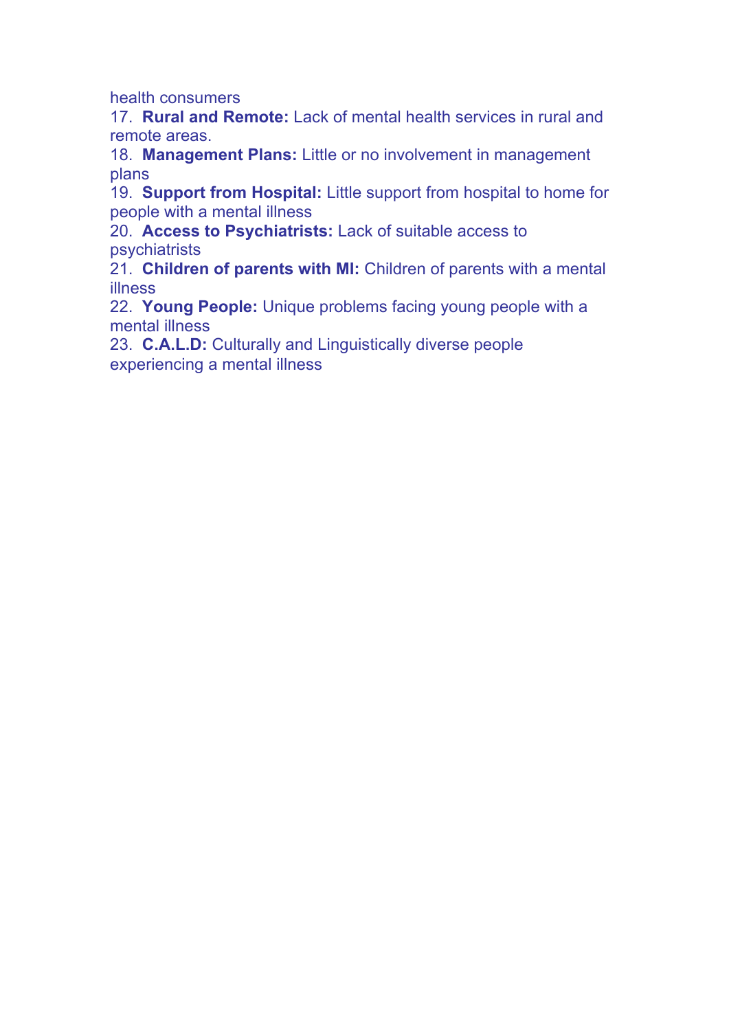health consumers

17. **Rural and Remote:** Lack of mental health services in rural and remote areas.
18. **Management Plans:** Little or no involvement in management plans
19. **Support from Hospital:** Little support from hospital to home for people with a mental illness
20. **Access to Psychiatrists:** Lack of suitable access to psychiatrists
21. **Children of parents with MI:** Children of parents with a mental illness
22. **Young People:** Unique problems facing young people with a mental illness
23. **C.A.L.D:** Culturally and Linguistically diverse people experiencing a mental illness